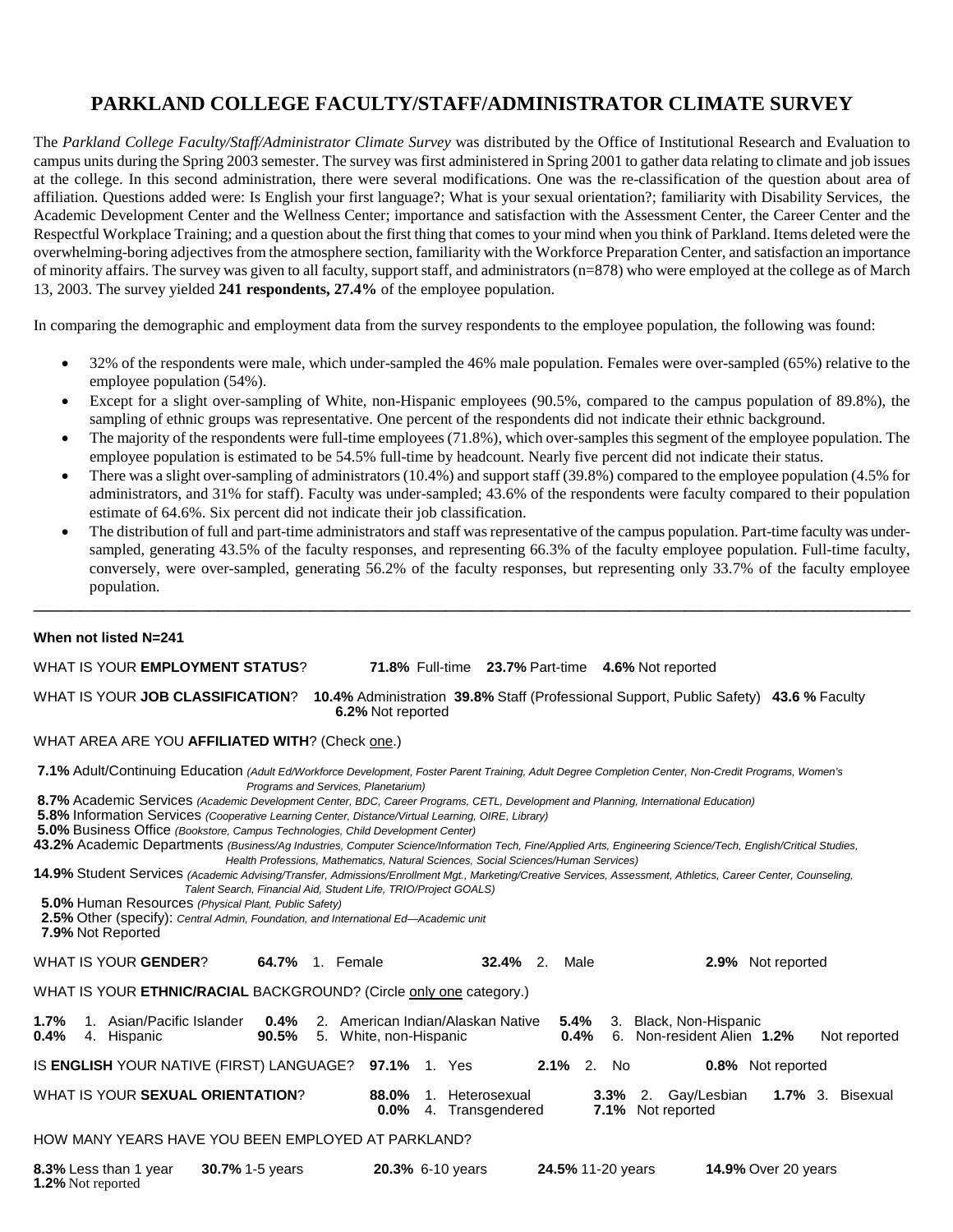# PARKLAND COLLEGE FACULTY/STAFF/ADMINISTRATOR CLIMATE SURVEY

The *Parkland College Faculty/Staff/Administrator Climate Survey* was distributed by the Office of Institutional Research and Evaluation to campus units during the Spring 2003 semester. The survey was first administered in Spring 2001 to gather data relating to climate and job issues at the college. In this second administration, there were several modifications. One was the re-classification of the question about area of affiliation. Questions added were: Is English your first language?; What is your sexual orientation?; familiarity with Disability Services, the Academic Development Center and the Wellness Center; importance and satisfaction with the Assessment Center, the Career Center and the Respectful Workplace Training; and a question about the first thing that comes to your mind when you think of Parkland. Items deleted were the overwhelming-boring adjectives from the atmosphere section, familiarity with the Workforce Preparation Center, and satisfaction an importance of minority affairs. The survey was given to all faculty, support staff, and administrators (n=878) who were employed at the college as of March 13, 2003. The survey yielded **241 respondents, 27.4%** of the employee population.

In comparing the demographic and employment data from the survey respondents to the employee population, the following was found:

- 32% of the respondents were male, which under-sampled the 46% male population. Females were over-sampled (65%) relative to the employee population (54%).
- Except for a slight over-sampling of White, non-Hispanic employees (90.5%, compared to the campus population of 89.8%), the sampling of ethnic groups was representative. One percent of the respondents did not indicate their ethnic background.
- The majority of the respondents were full-time employees (71.8%), which over-samples this segment of the employee population. The employee population is estimated to be 54.5% full-time by headcount. Nearly five percent did not indicate their status.
- There was a slight over-sampling of administrators (10.4%) and support staff (39.8%) compared to the employee population (4.5% for administrators, and 31% for staff). Faculty was under-sampled; 43.6% of the respondents were faculty compared to their population estimate of 64.6%. Six percent did not indicate their job classification.
- The distribution of full and part-time administrators and staff was representative of the campus population. Part-time faculty was under-sampled, generating 43.5% of the faculty responses, and representing 66.3% of the faculty employee population. Full-time faculty, conversely, were over-sampled, generating 56.2% of the faculty responses, but representing only 33.7% of the faculty employee population.

---

**When not listed N=241**

WHAT IS YOUR **EMPLOYMENT STATUS**? **71.8%** Full-time **23.7%** Part-time **4.6%** Not reported

WHAT IS YOUR **JOB CLASSIFICATION**? **10.4%** Administration **39.8%** Staff (Professional Support, Public Safety) **43.6 %** Faculty **6.2%** Not reported

WHAT AREA ARE YOU **AFFILIATED WITH**? (Check one.)

**7.1%** Adult/Continuing Education *(Adult Ed/Workforce Development, Foster Parent Training, Adult Degree Completion Center, Non-Credit Programs, Women's Programs and Services, Planetarium)*
**8.7%** Academic Services *(Academic Development Center, BDC, Career Programs, CETL, Development and Planning, International Education)*
**5.8%** Information Services *(Cooperative Learning Center, Distance/Virtual Learning, OIRE, Library)*
**5.0%** Business Office *(Bookstore, Campus Technologies, Child Development Center)*
**43.2%** Academic Departments *(Business/Ag Industries, Computer Science/Information Tech, Fine/Applied Arts, Engineering Science/Tech, English/Critical Studies, Health Professions, Mathematics, Natural Sciences, Social Sciences/Human Services)*
**14.9%** Student Services *(Academic Advising/Transfer, Admissions/Enrollment Mgt., Marketing/Creative Services, Assessment, Athletics, Career Center, Counseling, Talent Search, Financial Aid, Student Life, TRIO/Project GOALS)*
**5.0%** Human Resources *(Physical Plant, Public Safety)*
**2.5%** Other (specify): *Central Admin, Foundation, and International Ed—Academic unit*
**7.9%** Not Reported

WHAT IS YOUR **GENDER**? **64.7%** 1. Female **32.4%** 2. Male **2.9%** Not reported

WHAT IS YOUR **ETHNIC/RACIAL** BACKGROUND? (Circle only one category.)

**1.7%** 1. Asian/Pacific Islander **0.4%** 2. American Indian/Alaskan Native **5.4%** 3. Black, Non-Hispanic
**0.4%** 4. Hispanic **90.5%** 5. White, non-Hispanic **0.4%** 6. Non-resident Alien **1.2%** Not reported

IS **ENGLISH** YOUR NATIVE (FIRST) LANGUAGE? **97.1%** 1. Yes **2.1%** 2. No **0.8%** Not reported

WHAT IS YOUR **SEXUAL ORIENTATION**? **88.0%** 1. Heterosexual **3.3%** 2. Gay/Lesbian **1.7%** 3. Bisexual **0.0%** 4. Transgendered **7.1%** Not reported

HOW MANY YEARS HAVE YOU BEEN EMPLOYED AT PARKLAND?

**8.3%** Less than 1 year **30.7%** 1-5 years **20.3%** 6-10 years **24.5%** 11-20 years **14.9%** Over 20 years
**1.2%** Not reported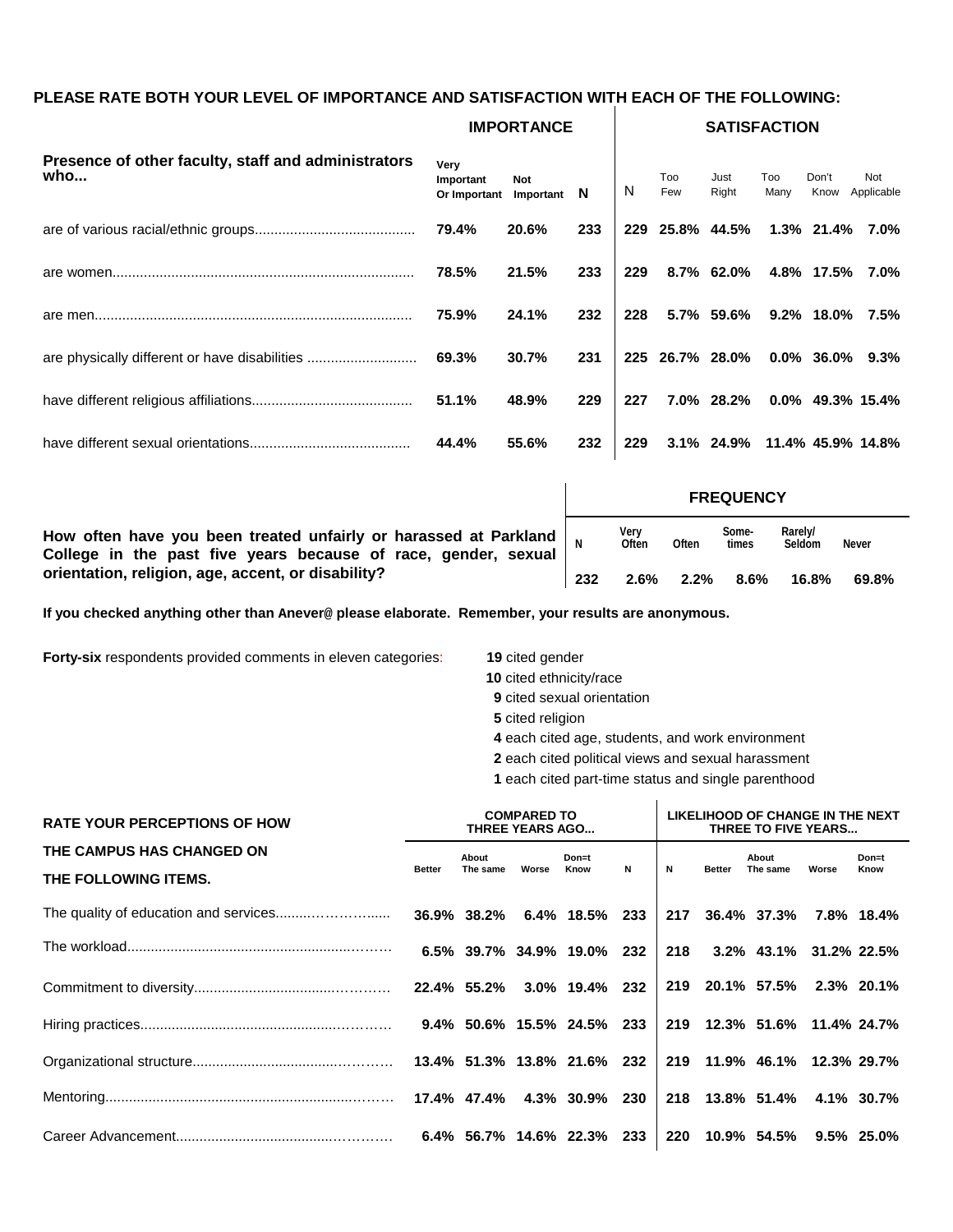**PLEASE RATE BOTH YOUR LEVEL OF IMPORTANCE AND SATISFACTION WITH EACH OF THE FOLLOWING:**

| Presence of other faculty, staff and administrators who... | IMPORTANCE | | | SATISFACTION | | | | | |
|---|---|---|---|---|---|---|---|---|---|
| | Very Important Or Important | Not Important | N | N | Too Few | Just Right | Too Many | Don't Know | Not Applicable |
| are of various racial/ethnic groups........................................ | 79.4% | 20.6% | 233 | 229 | 25.8% | 44.5% | 1.3% | 21.4% | 7.0% |
| are women............................................................................ | 78.5% | 21.5% | 233 | 229 | 8.7% | 62.0% | 4.8% | 17.5% | 7.0% |
| are men................................................................................ | 75.9% | 24.1% | 232 | 228 | 5.7% | 59.6% | 9.2% | 18.0% | 7.5% |
| are physically different or have disabilities ........................... | 69.3% | 30.7% | 231 | 225 | 26.7% | 28.0% | 0.0% | 36.0% | 9.3% |
| have different religious affiliations........................................ | 51.1% | 48.9% | 229 | 227 | 7.0% | 28.2% | 0.0% | 49.3% | 15.4% |
| have different sexual orientations........................................ | 44.4% | 55.6% | 232 | 229 | 3.1% | 24.9% | 11.4% | 45.9% | 14.8% |

| | FREQUENCY | | | | | |
|---|---|---|---|---|---|---|
| | N | Very Often | Often | Some-times | Rarely/ Seldom | Never |
| **How often have you been treated unfairly or harassed at Parkland College in the past five years because of race, gender, sexual orientation, religion, age, accent, or disability?** | 232 | 2.6% | 2.2% | 8.6% | 16.8% | 69.8% |

**If you checked anything other than Anever@ please elaborate. Remember, your results are anonymous.**

**Forty-six** respondents provided comments in eleven categories:

- **19** cited gender
- **10** cited ethnicity/race
- **9** cited sexual orientation
- **5** cited religion
- **4** each cited age, students, and work environment
- **2** each cited political views and sexual harassment
- **1** each cited part-time status and single parenthood

| RATE YOUR PERCEPTIONS OF HOW THE CAMPUS HAS CHANGED ON THE FOLLOWING ITEMS. | COMPARED TO THREE YEARS AGO... | | | | | LIKELIHOOD OF CHANGE IN THE NEXT THREE TO FIVE YEARS... | | | | |
|---|---|---|---|---|---|---|---|---|---|---|
| | Better | About The same | Worse | Don=t Know | N | N | Better | About The same | Worse | Don=t Know |
| The quality of education and services........................... | 36.9% | 38.2% | 6.4% | 18.5% | 233 | 217 | 36.4% | 37.3% | 7.8% | 18.4% |
| The workload................................................................... | 6.5% | 39.7% | 34.9% | 19.0% | 232 | 218 | 3.2% | 43.1% | 31.2% | 22.5% |
| Commitment to diversity.................................................. | 22.4% | 55.2% | 3.0% | 19.4% | 232 | 219 | 20.1% | 57.5% | 2.3% | 20.1% |
| Hiring practices............................................................... | 9.4% | 50.6% | 15.5% | 24.5% | 233 | 219 | 12.3% | 51.6% | 11.4% | 24.7% |
| Organizational structure.................................................. | 13.4% | 51.3% | 13.8% | 21.6% | 232 | 219 | 11.9% | 46.1% | 12.3% | 29.7% |
| Mentoring......................................................................... | 17.4% | 47.4% | 4.3% | 30.9% | 230 | 218 | 13.8% | 51.4% | 4.1% | 30.7% |
| Career Advancement....................................................... | 6.4% | 56.7% | 14.6% | 22.3% | 233 | 220 | 10.9% | 54.5% | 9.5% | 25.0% |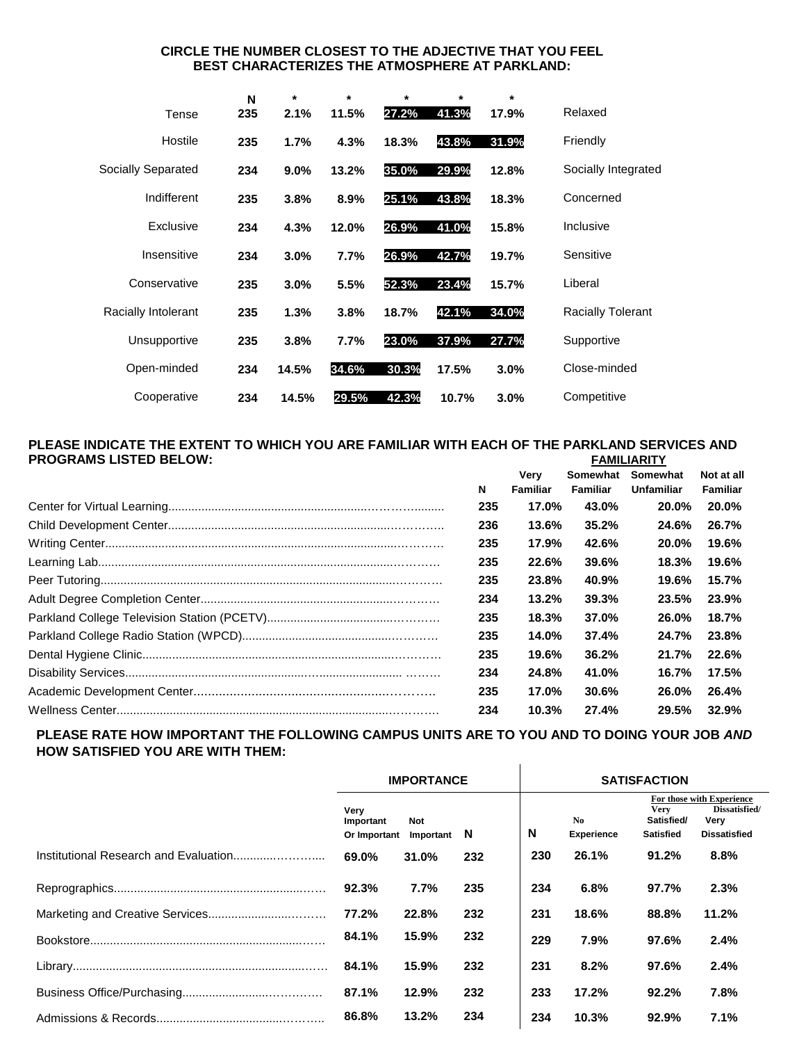**CIRCLE THE NUMBER CLOSEST TO THE ADJECTIVE THAT YOU FEEL BEST CHARACTERIZES THE ATMOSPHERE AT PARKLAND:**

| | N | * | * | * | * | * | |
|---|---|---|---|---|---|---|---|
| Tense | 235 | 2.1% | 11.5% | 27.2% | 41.3% | 17.9% | Relaxed |
| Hostile | 235 | 1.7% | 4.3% | 18.3% | 43.8% | 31.9% | Friendly |
| Socially Separated | 234 | 9.0% | 13.2% | 35.0% | 29.9% | 12.8% | Socially Integrated |
| Indifferent | 235 | 3.8% | 8.9% | 25.1% | 43.8% | 18.3% | Concerned |
| Exclusive | 234 | 4.3% | 12.0% | 26.9% | 41.0% | 15.8% | Inclusive |
| Insensitive | 234 | 3.0% | 7.7% | 26.9% | 42.7% | 19.7% | Sensitive |
| Conservative | 235 | 3.0% | 5.5% | 52.3% | 23.4% | 15.7% | Liberal |
| Racially Intolerant | 235 | 1.3% | 3.8% | 18.7% | 42.1% | 34.0% | Racially Tolerant |
| Unsupportive | 235 | 3.8% | 7.7% | 23.0% | 37.9% | 27.7% | Supportive |
| Open-minded | 234 | 14.5% | 34.6% | 30.3% | 17.5% | 3.0% | Close-minded |
| Cooperative | 234 | 14.5% | 29.5% | 42.3% | 10.7% | 3.0% | Competitive |

**PLEASE INDICATE THE EXTENT TO WHICH YOU ARE FAMILIAR WITH EACH OF THE PARKLAND SERVICES AND PROGRAMS LISTED BELOW:**

| | | FAMILIARITY | | | |
|---|---|---|---|---|---|
| | N | Very Familiar | Somewhat Familiar | Somewhat Unfamiliar | Not at all Familiar |
| Center for Virtual Learning | 235 | 17.0% | 43.0% | 20.0% | 20.0% |
| Child Development Center | 236 | 13.6% | 35.2% | 24.6% | 26.7% |
| Writing Center | 235 | 17.9% | 42.6% | 20.0% | 19.6% |
| Learning Lab | 235 | 22.6% | 39.6% | 18.3% | 19.6% |
| Peer Tutoring | 235 | 23.8% | 40.9% | 19.6% | 15.7% |
| Adult Degree Completion Center | 234 | 13.2% | 39.3% | 23.5% | 23.9% |
| Parkland College Television Station (PCETV) | 235 | 18.3% | 37.0% | 26.0% | 18.7% |
| Parkland College Radio Station (WPCD) | 235 | 14.0% | 37.4% | 24.7% | 23.8% |
| Dental Hygiene Clinic | 235 | 19.6% | 36.2% | 21.7% | 22.6% |
| Disability Services | 234 | 24.8% | 41.0% | 16.7% | 17.5% |
| Academic Development Center | 235 | 17.0% | 30.6% | 26.0% | 26.4% |
| Wellness Center | 234 | 10.3% | 27.4% | 29.5% | 32.9% |

**PLEASE RATE HOW IMPORTANT THE FOLLOWING CAMPUS UNITS ARE TO YOU AND TO DOING YOUR JOB *AND* HOW SATISFIED YOU ARE WITH THEM:**

| | IMPORTANCE | | | SATISFACTION | | | |
|---|---|---|---|---|---|---|---|
| | | | | | | For those with Experience | |
| | Very Important Or Important | Not Important | N | N | No Experience | Very Satisfied/ Satisfied | Dissatisfied/ Very Dissatisfied |
| Institutional Research and Evaluation | 69.0% | 31.0% | 232 | 230 | 26.1% | 91.2% | 8.8% |
| Reprographics | 92.3% | 7.7% | 235 | 234 | 6.8% | 97.7% | 2.3% |
| Marketing and Creative Services | 77.2% | 22.8% | 232 | 231 | 18.6% | 88.8% | 11.2% |
| Bookstore | 84.1% | 15.9% | 232 | 229 | 7.9% | 97.6% | 2.4% |
| Library | 84.1% | 15.9% | 232 | 231 | 8.2% | 97.6% | 2.4% |
| Business Office/Purchasing | 87.1% | 12.9% | 232 | 233 | 17.2% | 92.2% | 7.8% |
| Admissions & Records | 86.8% | 13.2% | 234 | 234 | 10.3% | 92.9% | 7.1% |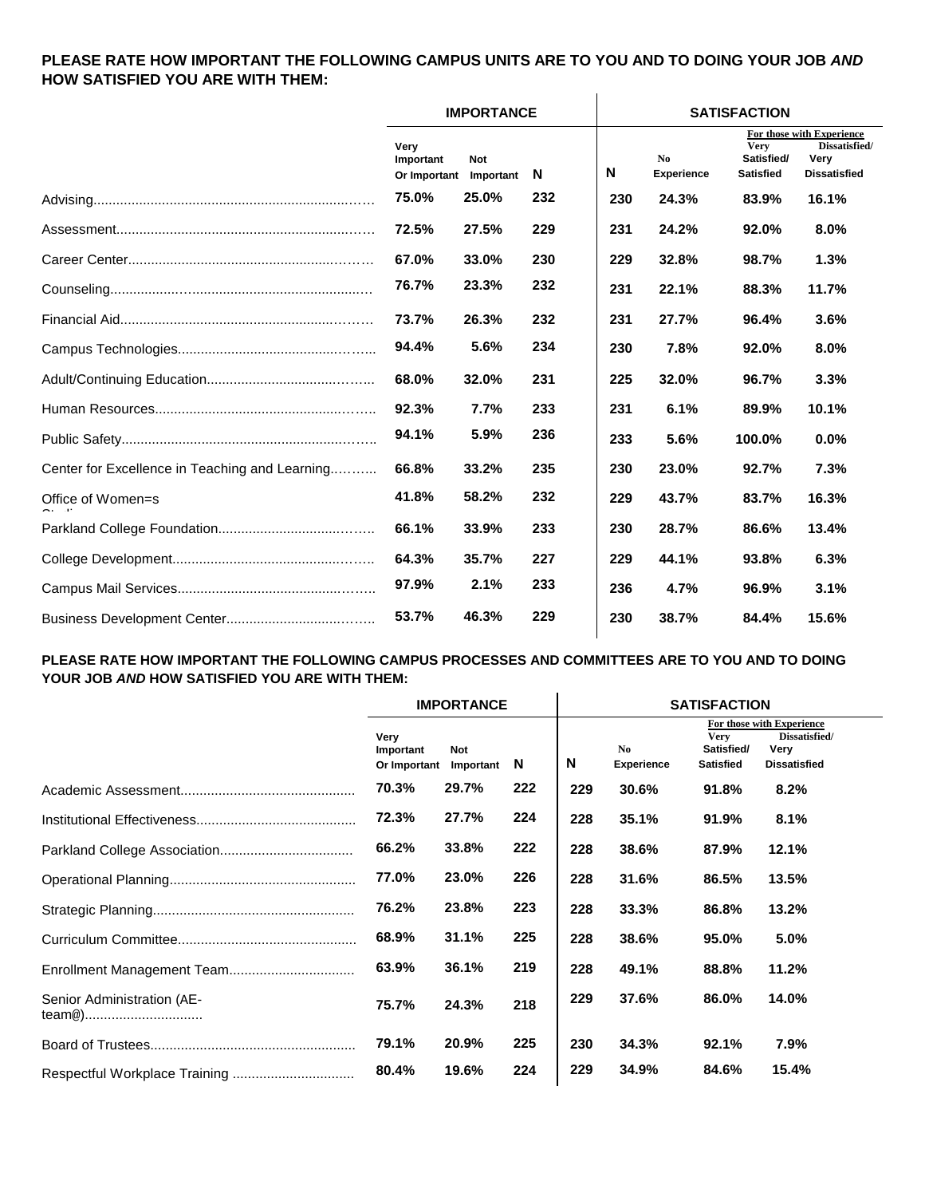**PLEASE RATE HOW IMPORTANT THE FOLLOWING CAMPUS UNITS ARE TO YOU AND TO DOING YOUR JOB *AND* HOW SATISFIED YOU ARE WITH THEM:**

| | IMPORTANCE | | | SATISFACTION | | | |
|---|---|---|---|---|---|---|---|
| | | | | | | For those with Experience | |
| | Very Important Or Important | Not Important | N | N | No Experience | Very Satisfied/ Satisfied | Dissatisfied/ Very Dissatisfied |
| Advising | 75.0% | 25.0% | 232 | 230 | 24.3% | 83.9% | 16.1% |
| Assessment | 72.5% | 27.5% | 229 | 231 | 24.2% | 92.0% | 8.0% |
| Career Center | 67.0% | 33.0% | 230 | 229 | 32.8% | 98.7% | 1.3% |
| Counseling | 76.7% | 23.3% | 232 | 231 | 22.1% | 88.3% | 11.7% |
| Financial Aid | 73.7% | 26.3% | 232 | 231 | 27.7% | 96.4% | 3.6% |
| Campus Technologies | 94.4% | 5.6% | 234 | 230 | 7.8% | 92.0% | 8.0% |
| Adult/Continuing Education | 68.0% | 32.0% | 231 | 225 | 32.0% | 96.7% | 3.3% |
| Human Resources | 92.3% | 7.7% | 233 | 231 | 6.1% | 89.9% | 10.1% |
| Public Safety | 94.1% | 5.9% | 236 | 233 | 5.6% | 100.0% | 0.0% |
| Center for Excellence in Teaching and Learning | 66.8% | 33.2% | 235 | 230 | 23.0% | 92.7% | 7.3% |
| Office of Women=s Studies | 41.8% | 58.2% | 232 | 229 | 43.7% | 83.7% | 16.3% |
| Parkland College Foundation | 66.1% | 33.9% | 233 | 230 | 28.7% | 86.6% | 13.4% |
| College Development | 64.3% | 35.7% | 227 | 229 | 44.1% | 93.8% | 6.3% |
| Campus Mail Services | 97.9% | 2.1% | 233 | 236 | 4.7% | 96.9% | 3.1% |
| Business Development Center | 53.7% | 46.3% | 229 | 230 | 38.7% | 84.4% | 15.6% |

**PLEASE RATE HOW IMPORTANT THE FOLLOWING CAMPUS PROCESSES AND COMMITTEES ARE TO YOU AND TO DOING YOUR JOB *AND* HOW SATISFIED YOU ARE WITH THEM:**

| | IMPORTANCE | | | SATISFACTION | | | |
|---|---|---|---|---|---|---|---|
| | | | | | | For those with Experience | |
| | Very Important Or Important | Not Important | N | N | No Experience | Very Satisfied/ Satisfied | Dissatisfied/ Very Dissatisfied |
| Academic Assessment | 70.3% | 29.7% | 222 | 229 | 30.6% | 91.8% | 8.2% |
| Institutional Effectiveness | 72.3% | 27.7% | 224 | 228 | 35.1% | 91.9% | 8.1% |
| Parkland College Association | 66.2% | 33.8% | 222 | 228 | 38.6% | 87.9% | 12.1% |
| Operational Planning | 77.0% | 23.0% | 226 | 228 | 31.6% | 86.5% | 13.5% |
| Strategic Planning | 76.2% | 23.8% | 223 | 228 | 33.3% | 86.8% | 13.2% |
| Curriculum Committee | 68.9% | 31.1% | 225 | 228 | 38.6% | 95.0% | 5.0% |
| Enrollment Management Team | 63.9% | 36.1% | 219 | 228 | 49.1% | 88.8% | 11.2% |
| Senior Administration (AE-team@) | 75.7% | 24.3% | 218 | 229 | 37.6% | 86.0% | 14.0% |
| Board of Trustees | 79.1% | 20.9% | 225 | 230 | 34.3% | 92.1% | 7.9% |
| Respectful Workplace Training | 80.4% | 19.6% | 224 | 229 | 34.9% | 84.6% | 15.4% |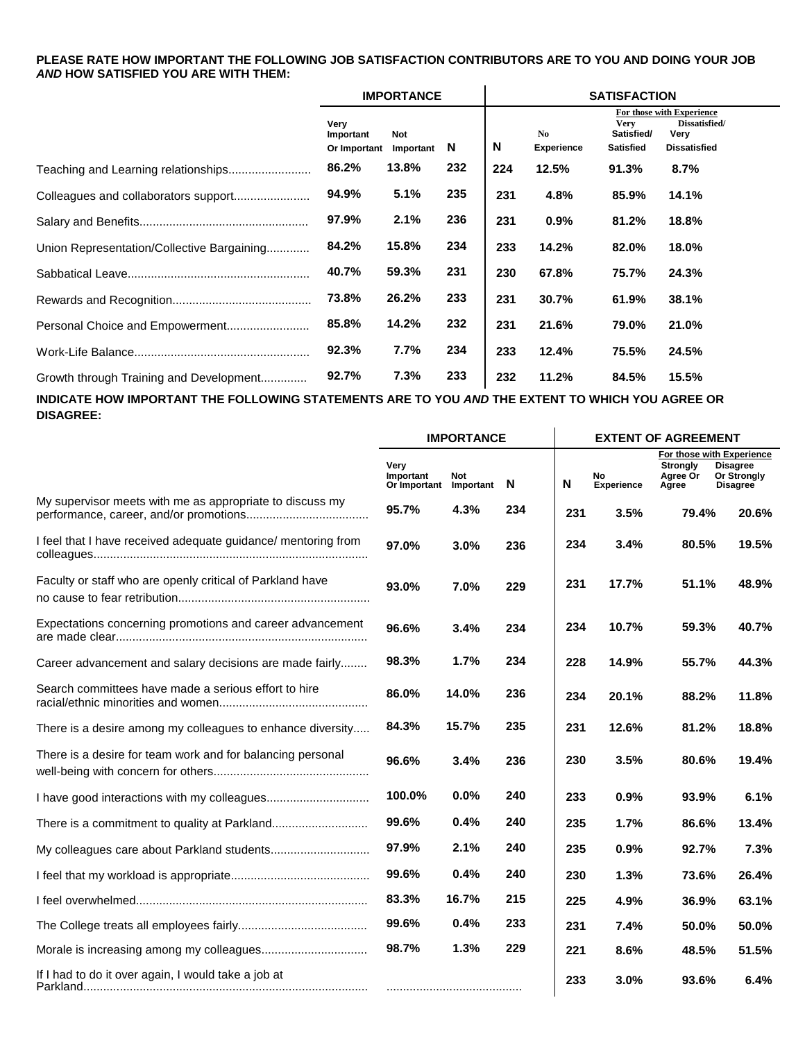**PLEASE RATE HOW IMPORTANT THE FOLLOWING JOB SATISFACTION CONTRIBUTORS ARE TO YOU AND DOING YOUR JOB *AND* HOW SATISFIED YOU ARE WITH THEM:**

| | IMPORTANCE | | | SATISFACTION | | | |
|---|---|---|---|---|---|---|---|
| | | | | | | For those with Experience | |
| | Very Important Or Important | Not Important | N | N | No Experience | Very Satisfied/ Satisfied | Dissatisfied/ Very Dissatisfied |
| Teaching and Learning relationships | 86.2% | 13.8% | 232 | 224 | 12.5% | 91.3% | 8.7% |
| Colleagues and collaborators support | 94.9% | 5.1% | 235 | 231 | 4.8% | 85.9% | 14.1% |
| Salary and Benefits | 97.9% | 2.1% | 236 | 231 | 0.9% | 81.2% | 18.8% |
| Union Representation/Collective Bargaining | 84.2% | 15.8% | 234 | 233 | 14.2% | 82.0% | 18.0% |
| Sabbatical Leave | 40.7% | 59.3% | 231 | 230 | 67.8% | 75.7% | 24.3% |
| Rewards and Recognition | 73.8% | 26.2% | 233 | 231 | 30.7% | 61.9% | 38.1% |
| Personal Choice and Empowerment | 85.8% | 14.2% | 232 | 231 | 21.6% | 79.0% | 21.0% |
| Work-Life Balance | 92.3% | 7.7% | 234 | 233 | 12.4% | 75.5% | 24.5% |
| Growth through Training and Development | 92.7% | 7.3% | 233 | 232 | 11.2% | 84.5% | 15.5% |

**INDICATE HOW IMPORTANT THE FOLLOWING STATEMENTS ARE TO YOU *AND* THE EXTENT TO WHICH YOU AGREE OR DISAGREE:**

| | IMPORTANCE | | | EXTENT OF AGREEMENT | | | |
|---|---|---|---|---|---|---|---|
| | | | | | | For those with Experience | |
| | Very Important Or Important | Not Important | N | N | No Experience | Strongly Agree Or Agree | Disagree Or Strongly Disagree |
| My supervisor meets with me as appropriate to discuss my performance, career, and/or promotions | 95.7% | 4.3% | 234 | 231 | 3.5% | 79.4% | 20.6% |
| I feel that I have received adequate guidance/ mentoring from colleagues | 97.0% | 3.0% | 236 | 234 | 3.4% | 80.5% | 19.5% |
| Faculty or staff who are openly critical of Parkland have no cause to fear retribution | 93.0% | 7.0% | 229 | 231 | 17.7% | 51.1% | 48.9% |
| Expectations concerning promotions and career advancement are made clear | 96.6% | 3.4% | 234 | 234 | 10.7% | 59.3% | 40.7% |
| Career advancement and salary decisions are made fairly | 98.3% | 1.7% | 234 | 228 | 14.9% | 55.7% | 44.3% |
| Search committees have made a serious effort to hire racial/ethnic minorities and women | 86.0% | 14.0% | 236 | 234 | 20.1% | 88.2% | 11.8% |
| There is a desire among my colleagues to enhance diversity | 84.3% | 15.7% | 235 | 231 | 12.6% | 81.2% | 18.8% |
| There is a desire for team work and for balancing personal well-being with concern for others | 96.6% | 3.4% | 236 | 230 | 3.5% | 80.6% | 19.4% |
| I have good interactions with my colleagues | 100.0% | 0.0% | 240 | 233 | 0.9% | 93.9% | 6.1% |
| There is a commitment to quality at Parkland | 99.6% | 0.4% | 240 | 235 | 1.7% | 86.6% | 13.4% |
| My colleagues care about Parkland students | 97.9% | 2.1% | 240 | 235 | 0.9% | 92.7% | 7.3% |
| I feel that my workload is appropriate | 99.6% | 0.4% | 240 | 230 | 1.3% | 73.6% | 26.4% |
| I feel overwhelmed | 83.3% | 16.7% | 215 | 225 | 4.9% | 36.9% | 63.1% |
| The College treats all employees fairly | 99.6% | 0.4% | 233 | 231 | 7.4% | 50.0% | 50.0% |
| Morale is increasing among my colleagues | 98.7% | 1.3% | 229 | 221 | 8.6% | 48.5% | 51.5% |
| If I had to do it over again, I would take a job at Parkland | | | | 233 | 3.0% | 93.6% | 6.4% |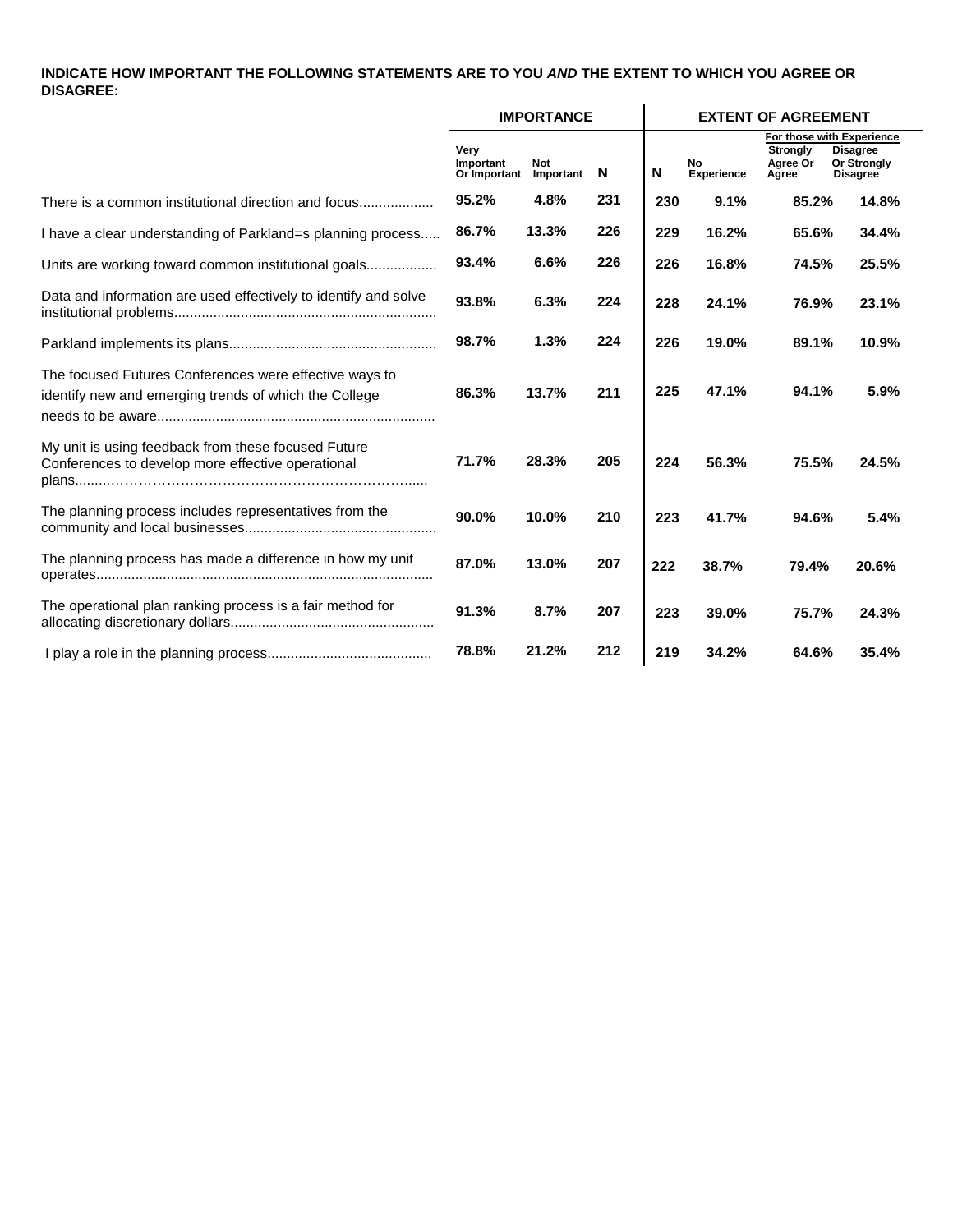**INDICATE HOW IMPORTANT THE FOLLOWING STATEMENTS ARE TO YOU *AND* THE EXTENT TO WHICH YOU AGREE OR DISAGREE:**

| | IMPORTANCE | | | EXTENT OF AGREEMENT | | | |
|---|---|---|---|---|---|---|---|
| | | | | | | For those with Experience | |
| | Very Important Or Important | Not Important | N | N | No Experience | Strongly Agree Or Agree | Disagree Or Strongly Disagree |
| There is a common institutional direction and focus.................. | 95.2% | 4.8% | 231 | 230 | 9.1% | 85.2% | 14.8% |
| I have a clear understanding of Parkland=s planning process..... | 86.7% | 13.3% | 226 | 229 | 16.2% | 65.6% | 34.4% |
| Units are working toward common institutional goals................. | 93.4% | 6.6% | 226 | 226 | 16.8% | 74.5% | 25.5% |
| Data and information are used effectively to identify and solve institutional problems.................................................................. | 93.8% | 6.3% | 224 | 228 | 24.1% | 76.9% | 23.1% |
| Parkland implements its plans.................................................... | 98.7% | 1.3% | 224 | 226 | 19.0% | 89.1% | 10.9% |
| The focused Futures Conferences were effective ways to identify new and emerging trends of which the College needs to be aware...................................................................... | 86.3% | 13.7% | 211 | 225 | 47.1% | 94.1% | 5.9% |
| My unit is using feedback from these focused Future Conferences to develop more effective operational plans........……………………………………………………...... | 71.7% | 28.3% | 205 | 224 | 56.3% | 75.5% | 24.5% |
| The planning process includes representatives from the community and local businesses................................................ | 90.0% | 10.0% | 210 | 223 | 41.7% | 94.6% | 5.4% |
| The planning process has made a difference in how my unit operates..................................................................................... | 87.0% | 13.0% | 207 | 222 | 38.7% | 79.4% | 20.6% |
| The operational plan ranking process is a fair method for allocating discretionary dollars................................................... | 91.3% | 8.7% | 207 | 223 | 39.0% | 75.7% | 24.3% |
| I play a role in the planning process.......................................... | 78.8% | 21.2% | 212 | 219 | 34.2% | 64.6% | 35.4% |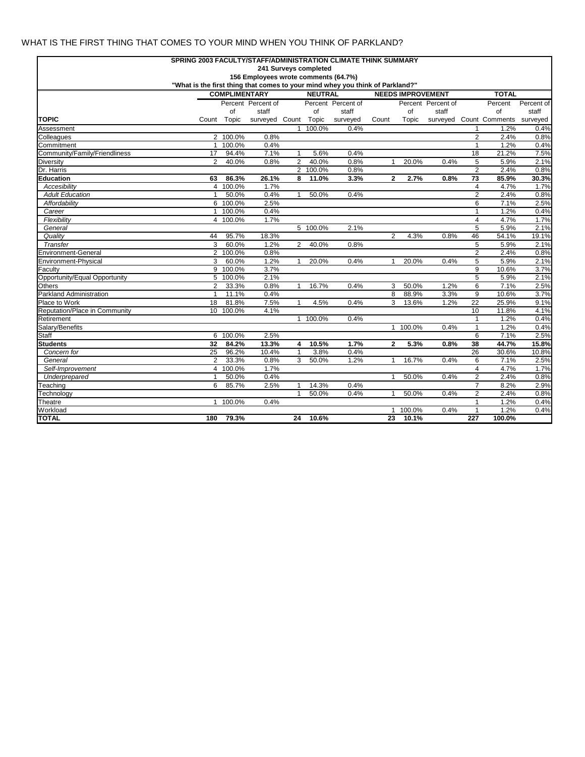WHAT IS THE FIRST THING THAT COMES TO YOUR MIND WHEN YOU THINK OF PARKLAND?

**SPRING 2003 FACULTY/STAFF/ADMINISTRATION CLIMATE THINK SUMMARY**
**241 Surveys completed**
**156 Employees wrote comments (64.7%)**
**"What is the first thing that comes to your mind whey you think of Parkland?"**

| | COMPLIMENTARY | | | NEUTRAL | | | NEEDS IMPROVEMENT | | | TOTAL | | |
|---|---|---|---|---|---|---|---|---|---|---|---|---|
| **TOPIC** | Count | Percent of Topic | Percent of staff surveyed | Count | Percent of Topic | Percent of staff surveyed | Count | Percent of Topic | Percent of staff surveyed | Count | Percent of Comments | Percent of staff surveyed |
| Assessment | | | | 1 | 100.0% | 0.4% | | | | 1 | 1.2% | 0.4% |
| Colleagues | 2 | 100.0% | 0.8% | | | | | | | 2 | 2.4% | 0.8% |
| Commitment | 1 | 100.0% | 0.4% | | | | | | | 1 | 1.2% | 0.4% |
| Community/Family/Friendliness | 17 | 94.4% | 7.1% | 1 | 5.6% | 0.4% | | | | 18 | 21.2% | 7.5% |
| Diversity | 2 | 40.0% | 0.8% | 2 | 40.0% | 0.8% | 1 | 20.0% | 0.4% | 5 | 5.9% | 2.1% |
| Dr. Harris | | | | 2 | 100.0% | 0.8% | | | | 2 | 2.4% | 0.8% |
| **Education** | **63** | **86.3%** | **26.1%** | **8** | **11.0%** | **3.3%** | **2** | **2.7%** | **0.8%** | **73** | **85.9%** | **30.3%** |
| *Accesibility* | 4 | 100.0% | 1.7% | | | | | | | 4 | 4.7% | 1.7% |
| *Adult Education* | 1 | 50.0% | 0.4% | 1 | 50.0% | 0.4% | | | | 2 | 2.4% | 0.8% |
| *Affordability* | 6 | 100.0% | 2.5% | | | | | | | 6 | 7.1% | 2.5% |
| *Career* | 1 | 100.0% | 0.4% | | | | | | | 1 | 1.2% | 0.4% |
| *Flexibility* | 4 | 100.0% | 1.7% | | | | | | | 4 | 4.7% | 1.7% |
| *General* | | | | 5 | 100.0% | 2.1% | | | | 5 | 5.9% | 2.1% |
| *Quality* | 44 | 95.7% | 18.3% | | | | 2 | 4.3% | 0.8% | 46 | 54.1% | 19.1% |
| *Transfer* | 3 | 60.0% | 1.2% | 2 | 40.0% | 0.8% | | | | 5 | 5.9% | 2.1% |
| Environment-General | 2 | 100.0% | 0.8% | | | | | | | 2 | 2.4% | 0.8% |
| Environment-Physical | 3 | 60.0% | 1.2% | 1 | 20.0% | 0.4% | 1 | 20.0% | 0.4% | 5 | 5.9% | 2.1% |
| Faculty | 9 | 100.0% | 3.7% | | | | | | | 9 | 10.6% | 3.7% |
| Opportunity/Equal Opportunity | 5 | 100.0% | 2.1% | | | | | | | 5 | 5.9% | 2.1% |
| Others | 2 | 33.3% | 0.8% | 1 | 16.7% | 0.4% | 3 | 50.0% | 1.2% | 6 | 7.1% | 2.5% |
| Parkland Administration | 1 | 11.1% | 0.4% | | | | 8 | 88.9% | 3.3% | 9 | 10.6% | 3.7% |
| Place to Work | 18 | 81.8% | 7.5% | 1 | 4.5% | 0.4% | 3 | 13.6% | 1.2% | 22 | 25.9% | 9.1% |
| Reputation/Place in Community | 10 | 100.0% | 4.1% | | | | | | | 10 | 11.8% | 4.1% |
| Retirement | | | | 1 | 100.0% | 0.4% | | | | 1 | 1.2% | 0.4% |
| Salary/Benefits | | | | | | | 1 | 100.0% | 0.4% | 1 | 1.2% | 0.4% |
| Staff | 6 | 100.0% | 2.5% | | | | | | | 6 | 7.1% | 2.5% |
| **Students** | **32** | **84.2%** | **13.3%** | **4** | **10.5%** | **1.7%** | **2** | **5.3%** | **0.8%** | **38** | **44.7%** | **15.8%** |
| *Concern for* | 25 | 96.2% | 10.4% | 1 | 3.8% | 0.4% | | | | 26 | 30.6% | 10.8% |
| *General* | 2 | 33.3% | 0.8% | 3 | 50.0% | 1.2% | 1 | 16.7% | 0.4% | 6 | 7.1% | 2.5% |
| *Self-Improvement* | 4 | 100.0% | 1.7% | | | | | | | 4 | 4.7% | 1.7% |
| *Underprepared* | 1 | 50.0% | 0.4% | | | | 1 | 50.0% | 0.4% | 2 | 2.4% | 0.8% |
| Teaching | 6 | 85.7% | 2.5% | 1 | 14.3% | 0.4% | | | | 7 | 8.2% | 2.9% |
| Technology | | | | 1 | 50.0% | 0.4% | 1 | 50.0% | 0.4% | 2 | 2.4% | 0.8% |
| Theatre | 1 | 100.0% | 0.4% | | | | | | | 1 | 1.2% | 0.4% |
| Workload | | | | | | | 1 | 100.0% | 0.4% | 1 | 1.2% | 0.4% |
| **TOTAL** | **180** | **79.3%** | | **24** | **10.6%** | | **23** | **10.1%** | | **227** | **100.0%** | |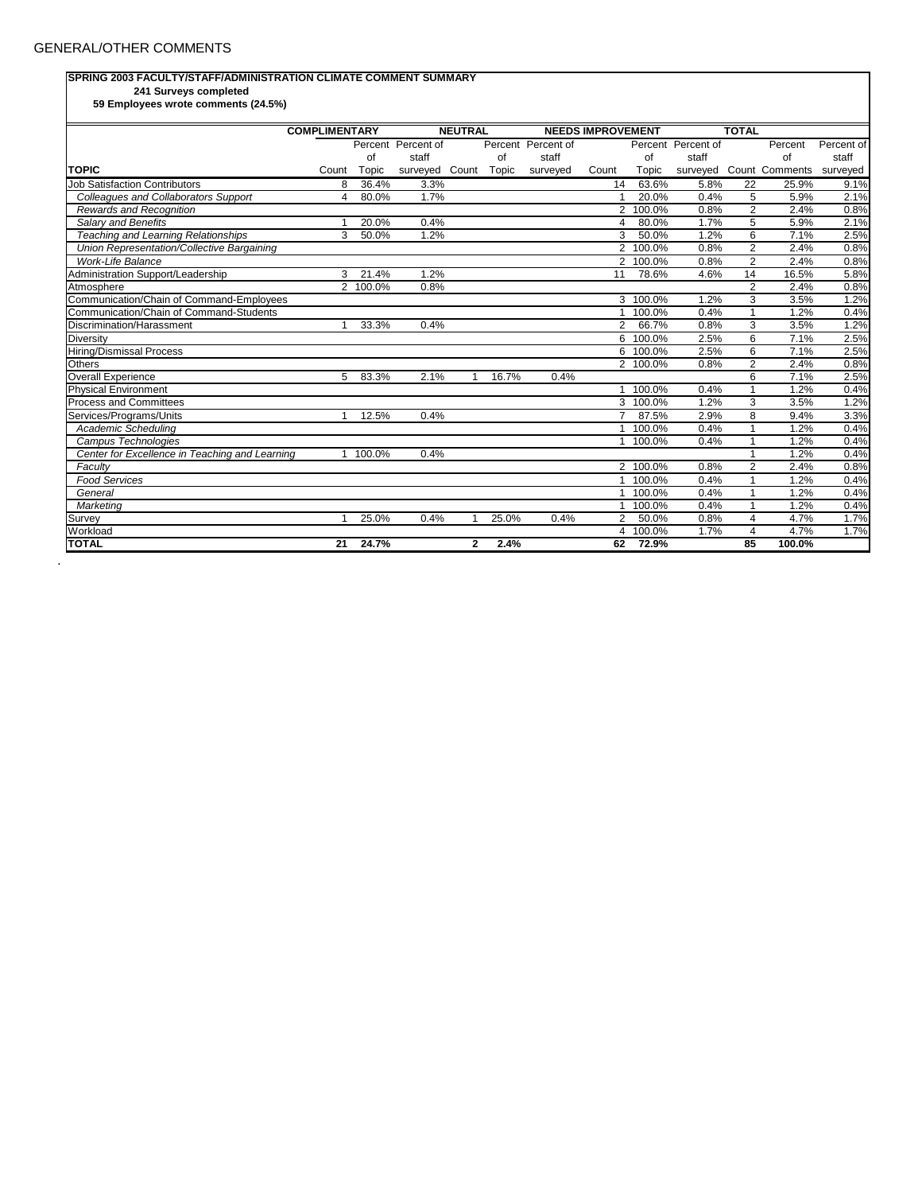GENERAL/OTHER COMMENTS

**SPRING 2003 FACULTY/STAFF/ADMINISTRATION CLIMATE COMMENT SUMMARY**
**241 Surveys completed**
**59 Employees wrote comments (24.5%)**

| | COMPLIMENTARY | | | NEUTRAL | | | NEEDS IMPROVEMENT | | | TOTAL | | |
|---|---|---|---|---|---|---|---|---|---|---|---|---|
| **TOPIC** | Count | Percent of Topic | Percent of staff surveyed | Count | Percent of Topic | Percent of staff surveyed | Count | Percent of Topic | Percent of staff surveyed | Count | Percent of Comments | Percent of staff surveyed |
| Job Satisfaction Contributors | 8 | 36.4% | 3.3% | | | | 14 | 63.6% | 5.8% | 22 | 25.9% | 9.1% |
| *Colleagues and Collaborators Support* | 4 | 80.0% | 1.7% | | | | 1 | 20.0% | 0.4% | 5 | 5.9% | 2.1% |
| *Rewards and Recognition* | | | | | | | 2 | 100.0% | 0.8% | 2 | 2.4% | 0.8% |
| *Salary and Benefits* | 1 | 20.0% | 0.4% | | | | 4 | 80.0% | 1.7% | 5 | 5.9% | 2.1% |
| *Teaching and Learning Relationships* | 3 | 50.0% | 1.2% | | | | 3 | 50.0% | 1.2% | 6 | 7.1% | 2.5% |
| *Union Representation/Collective Bargaining* | | | | | | | 2 | 100.0% | 0.8% | 2 | 2.4% | 0.8% |
| *Work-Life Balance* | | | | | | | 2 | 100.0% | 0.8% | 2 | 2.4% | 0.8% |
| Administration Support/Leadership | 3 | 21.4% | 1.2% | | | | 11 | 78.6% | 4.6% | 14 | 16.5% | 5.8% |
| Atmosphere | 2 | 100.0% | 0.8% | | | | | | | 2 | 2.4% | 0.8% |
| Communication/Chain of Command-Employees | | | | | | | 3 | 100.0% | 1.2% | 3 | 3.5% | 1.2% |
| Communication/Chain of Command-Students | | | | | | | 1 | 100.0% | 0.4% | 1 | 1.2% | 0.4% |
| Discrimination/Harassment | 1 | 33.3% | 0.4% | | | | 2 | 66.7% | 0.8% | 3 | 3.5% | 1.2% |
| Diversity | | | | | | | 6 | 100.0% | 2.5% | 6 | 7.1% | 2.5% |
| Hiring/Dismissal Process | | | | | | | 6 | 100.0% | 2.5% | 6 | 7.1% | 2.5% |
| Others | | | | | | | 2 | 100.0% | 0.8% | 2 | 2.4% | 0.8% |
| Overall Experience | 5 | 83.3% | 2.1% | 1 | 16.7% | 0.4% | | | | 6 | 7.1% | 2.5% |
| Physical Environment | | | | | | | 1 | 100.0% | 0.4% | 1 | 1.2% | 0.4% |
| Process and Committees | | | | | | | 3 | 100.0% | 1.2% | 3 | 3.5% | 1.2% |
| Services/Programs/Units | 1 | 12.5% | 0.4% | | | | 7 | 87.5% | 2.9% | 8 | 9.4% | 3.3% |
| *Academic Scheduling* | | | | | | | 1 | 100.0% | 0.4% | 1 | 1.2% | 0.4% |
| *Campus Technologies* | | | | | | | 1 | 100.0% | 0.4% | 1 | 1.2% | 0.4% |
| *Center for Excellence in Teaching and Learning* | 1 | 100.0% | 0.4% | | | | | | | 1 | 1.2% | 0.4% |
| *Faculty* | | | | | | | 2 | 100.0% | 0.8% | 2 | 2.4% | 0.8% |
| *Food Services* | | | | | | | 1 | 100.0% | 0.4% | 1 | 1.2% | 0.4% |
| *General* | | | | | | | 1 | 100.0% | 0.4% | 1 | 1.2% | 0.4% |
| *Marketing* | | | | | | | 1 | 100.0% | 0.4% | 1 | 1.2% | 0.4% |
| Survey | 1 | 25.0% | 0.4% | 1 | 25.0% | 0.4% | 2 | 50.0% | 0.8% | 4 | 4.7% | 1.7% |
| Workload | | | | | | | 4 | 100.0% | 1.7% | 4 | 4.7% | 1.7% |
| **TOTAL** | **21** | **24.7%** | | **2** | **2.4%** | | **62** | **72.9%** | | **85** | **100.0%** | |